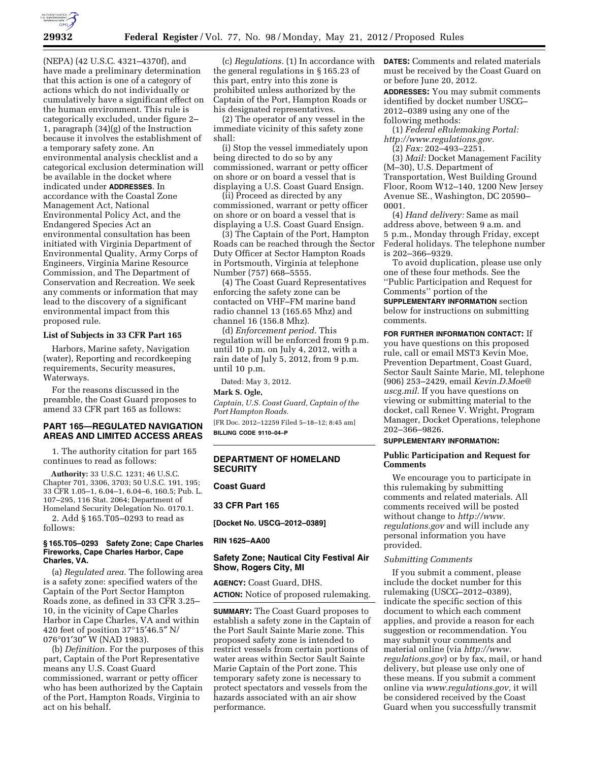(NEPA) (42 U.S.C. 4321–4370f), and have made a preliminary determination that this action is one of a category of actions which do not individually or cumulatively have a significant effect on the human environment. This rule is categorically excluded, under figure 2–1, paragraph (34)(g) of the Instruction because it involves the establishment of a temporary safety zone. An environmental analysis checklist and a categorical exclusion determination will be available in the docket where indicated under **ADDRESSES**. In accordance with the Coastal Zone Management Act, National Environmental Policy Act, and the Endangered Species Act an environmental consultation has been initiated with Virginia Department of Environmental Quality, Army Corps of Engineers, Virginia Marine Resource Commission, and The Department of Conservation and Recreation. We seek any comments or information that may lead to the discovery of a significant environmental impact from this proposed rule.

### List of Subjects in 33 CFR Part 165

Harbors, Marine safety, Navigation (water), Reporting and recordkeeping requirements, Security measures, Waterways.

For the reasons discussed in the preamble, the Coast Guard proposes to amend 33 CFR part 165 as follows:

## PART 165—REGULATED NAVIGATION AREAS AND LIMITED ACCESS AREAS

1. The authority citation for part 165 continues to read as follows:

**Authority:** 33 U.S.C. 1231; 46 U.S.C. Chapter 701, 3306, 3703; 50 U.S.C. 191, 195; 33 CFR 1.05–1, 6.04–1, 6.04–6, 160.5; Pub. L. 107–295, 116 Stat. 2064; Department of Homeland Security Delegation No. 0170.1.

2. Add § 165.T05–0293 to read as follows:

### § 165.T05–0293 Safety Zone; Cape Charles Fireworks, Cape Charles Harbor, Cape Charles, VA.

(a) *Regulated area.* The following area is a safety zone: specified waters of the Captain of the Port Sector Hampton Roads zone, as defined in 33 CFR 3.25–10, in the vicinity of Cape Charles Harbor in Cape Charles, VA and within 420 feet of position 37°15′46.5″ N/ 076°01′30″ W (NAD 1983).

(b) *Definition.* For the purposes of this part, Captain of the Port Representative means any U.S. Coast Guard commissioned, warrant or petty officer who has been authorized by the Captain of the Port, Hampton Roads, Virginia to act on his behalf.

(c) *Regulations.* (1) In accordance with the general regulations in § 165.23 of this part, entry into this zone is prohibited unless authorized by the Captain of the Port, Hampton Roads or his designated representatives.

(2) The operator of any vessel in the immediate vicinity of this safety zone shall:

(i) Stop the vessel immediately upon being directed to do so by any commissioned, warrant or petty officer on shore or on board a vessel that is displaying a U.S. Coast Guard Ensign.

(ii) Proceed as directed by any commissioned, warrant or petty officer on shore or on board a vessel that is displaying a U.S. Coast Guard Ensign.

(3) The Captain of the Port, Hampton Roads can be reached through the Sector Duty Officer at Sector Hampton Roads in Portsmouth, Virginia at telephone Number (757) 668–5555.

(4) The Coast Guard Representatives enforcing the safety zone can be contacted on VHF–FM marine band radio channel 13 (165.65 Mhz) and channel 16 (156.8 Mhz).

(d) *Enforcement period.* This regulation will be enforced from 9 p.m. until 10 p.m. on July 4, 2012, with a rain date of July 5, 2012, from 9 p.m. until 10 p.m.

Dated: May 3, 2012.

**Mark S. Ogle,**

*Captain, U.S. Coast Guard, Captain of the Port Hampton Roads.*

[FR Doc. 2012–12259 Filed 5–18–12; 8:45 am]

**BILLING CODE 9110–04–P**

---

## DEPARTMENT OF HOMELAND SECURITY

### Coast Guard

### 33 CFR Part 165

**[Docket No. USCG–2012–0389]**

**RIN 1625–AA00**

## Safety Zone; Nautical City Festival Air Show, Rogers City, MI

**AGENCY:** Coast Guard, DHS.

**ACTION:** Notice of proposed rulemaking.

**SUMMARY:** The Coast Guard proposes to establish a safety zone in the Captain of the Port Sault Sainte Marie zone. This proposed safety zone is intended to restrict vessels from certain portions of water areas within Sector Sault Sainte Marie Captain of the Port zone. This temporary safety zone is necessary to protect spectators and vessels from the hazards associated with an air show performance.

**DATES:** Comments and related materials must be received by the Coast Guard on or before June 20, 2012.

**ADDRESSES:** You may submit comments identified by docket number USCG–2012–0389 using any one of the following methods:

(1) *Federal eRulemaking Portal: http://www.regulations.gov.*

(2) *Fax:* 202–493–2251.

(3) *Mail:* Docket Management Facility (M–30), U.S. Department of Transportation, West Building Ground Floor, Room W12–140, 1200 New Jersey Avenue SE., Washington, DC 20590–0001.

(4) *Hand delivery:* Same as mail address above, between 9 a.m. and 5 p.m., Monday through Friday, except Federal holidays. The telephone number is 202–366–9329.

To avoid duplication, please use only one of these four methods. See the ''Public Participation and Request for Comments'' portion of the **SUPPLEMENTARY INFORMATION** section below for instructions on submitting comments.

**FOR FURTHER INFORMATION CONTACT:** If you have questions on this proposed rule, call or email MST3 Kevin Moe, Prevention Department, Coast Guard, Sector Sault Sainte Marie, MI, telephone (906) 253–2429, email *Kevin.D.Moe@uscg.mil.* If you have questions on viewing or submitting material to the docket, call Renee V. Wright, Program Manager, Docket Operations, telephone 202–366–9826.

**SUPPLEMENTARY INFORMATION:**

### Public Participation and Request for Comments

We encourage you to participate in this rulemaking by submitting comments and related materials. All comments received will be posted without change to *http://www.regulations.gov* and will include any personal information you have provided.

#### *Submitting Comments*

If you submit a comment, please include the docket number for this rulemaking (USCG–2012–0389), indicate the specific section of this document to which each comment applies, and provide a reason for each suggestion or recommendation. You may submit your comments and material online (via *http://www.regulations.gov*) or by fax, mail, or hand delivery, but please use only one of these means. If you submit a comment online via *www.regulations.gov,* it will be considered received by the Coast Guard when you successfully transmit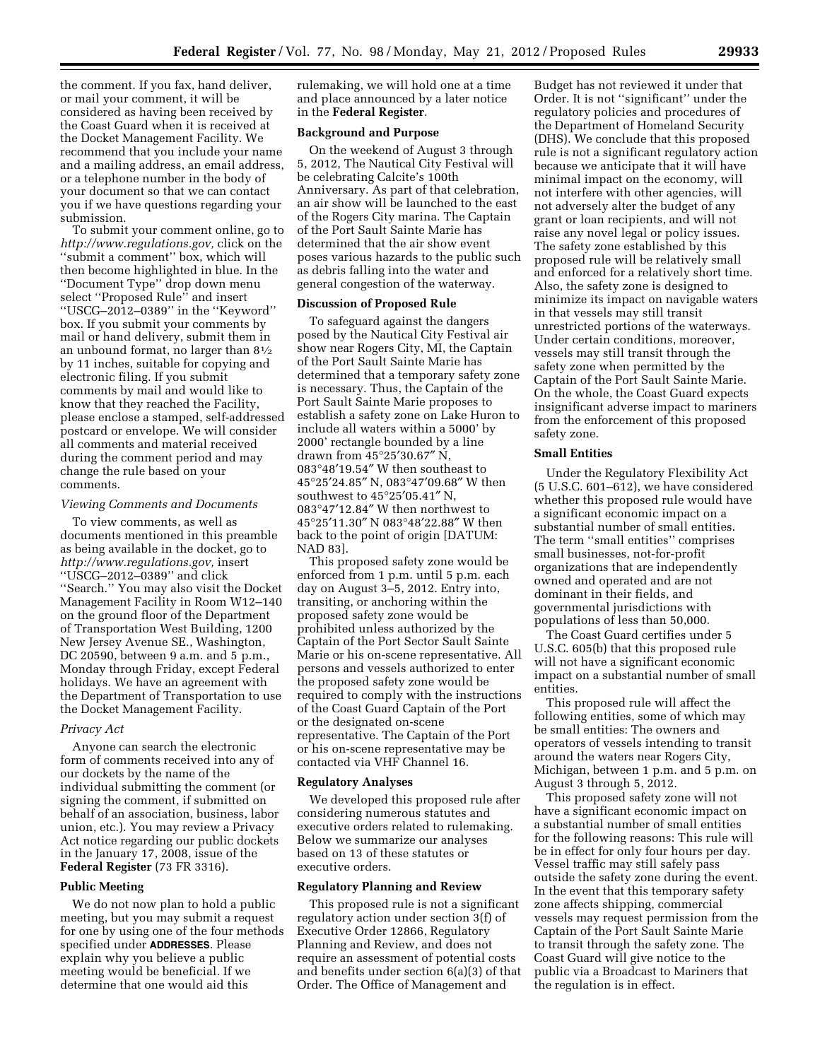the comment. If you fax, hand deliver, or mail your comment, it will be considered as having been received by the Coast Guard when it is received at the Docket Management Facility. We recommend that you include your name and a mailing address, an email address, or a telephone number in the body of your document so that we can contact you if we have questions regarding your submission.

To submit your comment online, go to *http://www.regulations.gov,* click on the ''submit a comment'' box, which will then become highlighted in blue. In the ''Document Type'' drop down menu select ''Proposed Rule'' and insert ''USCG–2012–0389'' in the ''Keyword'' box. If you submit your comments by mail or hand delivery, submit them in an unbound format, no larger than 8½ by 11 inches, suitable for copying and electronic filing. If you submit comments by mail and would like to know that they reached the Facility, please enclose a stamped, self-addressed postcard or envelope. We will consider all comments and material received during the comment period and may change the rule based on your comments.

*Viewing Comments and Documents*

To view comments, as well as documents mentioned in this preamble as being available in the docket, go to *http://www.regulations.gov,* insert ''USCG–2012–0389'' and click ''Search.'' You may also visit the Docket Management Facility in Room W12–140 on the ground floor of the Department of Transportation West Building, 1200 New Jersey Avenue SE., Washington, DC 20590, between 9 a.m. and 5 p.m., Monday through Friday, except Federal holidays. We have an agreement with the Department of Transportation to use the Docket Management Facility.

*Privacy Act*

Anyone can search the electronic form of comments received into any of our dockets by the name of the individual submitting the comment (or signing the comment, if submitted on behalf of an association, business, labor union, etc.). You may review a Privacy Act notice regarding our public dockets in the January 17, 2008, issue of the **Federal Register** (73 FR 3316).

**Public Meeting**

We do not now plan to hold a public meeting, but you may submit a request for one by using one of the four methods specified under **ADDRESSES**. Please explain why you believe a public meeting would be beneficial. If we determine that one would aid this rulemaking, we will hold one at a time and place announced by a later notice in the **Federal Register**.

**Background and Purpose**

On the weekend of August 3 through 5, 2012, The Nautical City Festival will be celebrating Calcite's 100th Anniversary. As part of that celebration, an air show will be launched to the east of the Rogers City marina. The Captain of the Port Sault Sainte Marie has determined that the air show event poses various hazards to the public such as debris falling into the water and general congestion of the waterway.

**Discussion of Proposed Rule**

To safeguard against the dangers posed by the Nautical City Festival air show near Rogers City, MI, the Captain of the Port Sault Sainte Marie has determined that a temporary safety zone is necessary. Thus, the Captain of the Port Sault Sainte Marie proposes to establish a safety zone on Lake Huron to include all waters within a 5000′ by 2000′ rectangle bounded by a line drawn from 45°25′30.67″ N, 083°48′19.54″ W then southeast to 45°25′24.85″ N, 083°47′09.68″ W then southwest to 45°25′05.41″ N, 083°47′12.84″ W then northwest to 45°25′11.30″ N 083°48′22.88″ W then back to the point of origin [DATUM: NAD 83].

This proposed safety zone would be enforced from 1 p.m. until 5 p.m. each day on August 3–5, 2012. Entry into, transiting, or anchoring within the proposed safety zone would be prohibited unless authorized by the Captain of the Port Sector Sault Sainte Marie or his on-scene representative. All persons and vessels authorized to enter the proposed safety zone would be required to comply with the instructions of the Coast Guard Captain of the Port or the designated on-scene representative. The Captain of the Port or his on-scene representative may be contacted via VHF Channel 16.

**Regulatory Analyses**

We developed this proposed rule after considering numerous statutes and executive orders related to rulemaking. Below we summarize our analyses based on 13 of these statutes or executive orders.

**Regulatory Planning and Review**

This proposed rule is not a significant regulatory action under section 3(f) of Executive Order 12866, Regulatory Planning and Review, and does not require an assessment of potential costs and benefits under section 6(a)(3) of that Order. The Office of Management and Budget has not reviewed it under that Order. It is not ''significant'' under the regulatory policies and procedures of the Department of Homeland Security (DHS). We conclude that this proposed rule is not a significant regulatory action because we anticipate that it will have minimal impact on the economy, will not interfere with other agencies, will not adversely alter the budget of any grant or loan recipients, and will not raise any novel legal or policy issues. The safety zone established by this proposed rule will be relatively small and enforced for a relatively short time. Also, the safety zone is designed to minimize its impact on navigable waters in that vessels may still transit unrestricted portions of the waterways. Under certain conditions, moreover, vessels may still transit through the safety zone when permitted by the Captain of the Port Sault Sainte Marie. On the whole, the Coast Guard expects insignificant adverse impact to mariners from the enforcement of this proposed safety zone.

**Small Entities**

Under the Regulatory Flexibility Act (5 U.S.C. 601–612), we have considered whether this proposed rule would have a significant economic impact on a substantial number of small entities. The term ''small entities'' comprises small businesses, not-for-profit organizations that are independently owned and operated and are not dominant in their fields, and governmental jurisdictions with populations of less than 50,000.

The Coast Guard certifies under 5 U.S.C. 605(b) that this proposed rule will not have a significant economic impact on a substantial number of small entities.

This proposed rule will affect the following entities, some of which may be small entities: The owners and operators of vessels intending to transit around the waters near Rogers City, Michigan, between 1 p.m. and 5 p.m. on August 3 through 5, 2012.

This proposed safety zone will not have a significant economic impact on a substantial number of small entities for the following reasons: This rule will be in effect for only four hours per day. Vessel traffic may still safely pass outside the safety zone during the event. In the event that this temporary safety zone affects shipping, commercial vessels may request permission from the Captain of the Port Sault Sainte Marie to transit through the safety zone. The Coast Guard will give notice to the public via a Broadcast to Mariners that the regulation is in effect.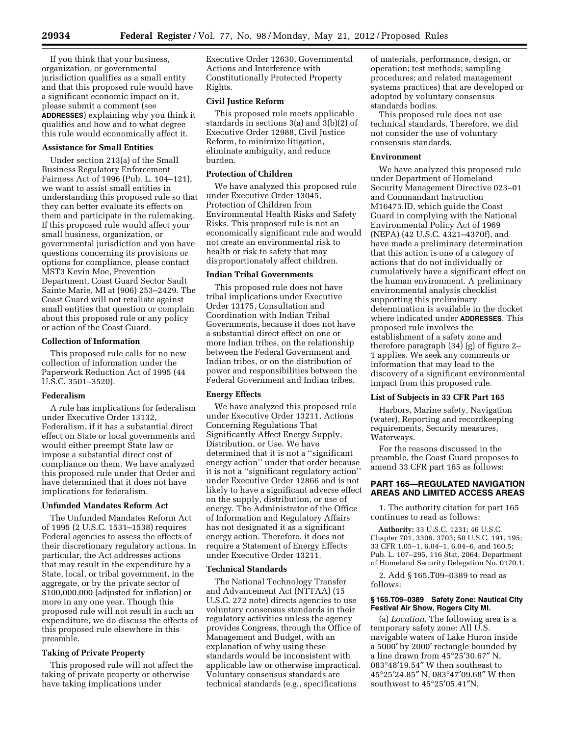If you think that your business, organization, or governmental jurisdiction qualifies as a small entity and that this proposed rule would have a significant economic impact on it, please submit a comment (see **ADDRESSES**) explaining why you think it qualifies and how and to what degree this rule would economically affect it.

### Assistance for Small Entities

Under section 213(a) of the Small Business Regulatory Enforcement Fairness Act of 1996 (Pub. L. 104–121), we want to assist small entities in understanding this proposed rule so that they can better evaluate its effects on them and participate in the rulemaking. If this proposed rule would affect your small business, organization, or governmental jurisdiction and you have questions concerning its provisions or options for compliance, please contact MST3 Kevin Moe, Prevention Department, Coast Guard Sector Sault Sainte Marie, MI at (906) 253–2429. The Coast Guard will not retaliate against small entities that question or complain about this proposed rule or any policy or action of the Coast Guard.

### Collection of Information

This proposed rule calls for no new collection of information under the Paperwork Reduction Act of 1995 (44 U.S.C. 3501–3520).

### Federalism

A rule has implications for federalism under Executive Order 13132, Federalism, if it has a substantial direct effect on State or local governments and would either preempt State law or impose a substantial direct cost of compliance on them. We have analyzed this proposed rule under that Order and have determined that it does not have implications for federalism.

### Unfunded Mandates Reform Act

The Unfunded Mandates Reform Act of 1995 (2 U.S.C. 1531–1538) requires Federal agencies to assess the effects of their discretionary regulatory actions. In particular, the Act addresses actions that may result in the expenditure by a State, local, or tribal government, in the aggregate, or by the private sector of $100,000,000 (adjusted for inflation) or more in any one year. Though this proposed rule will not result in such an expenditure, we do discuss the effects of this proposed rule elsewhere in this preamble.

### Taking of Private Property

This proposed rule will not affect the taking of private property or otherwise have taking implications under Executive Order 12630, Governmental Actions and Interference with Constitutionally Protected Property Rights.

### Civil Justice Reform

This proposed rule meets applicable standards in sections 3(a) and 3(b)(2) of Executive Order 12988, Civil Justice Reform, to minimize litigation, eliminate ambiguity, and reduce burden.

### Protection of Children

We have analyzed this proposed rule under Executive Order 13045, Protection of Children from Environmental Health Risks and Safety Risks. This proposed rule is not an economically significant rule and would not create an environmental risk to health or risk to safety that may disproportionately affect children.

### Indian Tribal Governments

This proposed rule does not have tribal implications under Executive Order 13175, Consultation and Coordination with Indian Tribal Governments, because it does not have a substantial direct effect on one or more Indian tribes, on the relationship between the Federal Government and Indian tribes, or on the distribution of power and responsibilities between the Federal Government and Indian tribes.

### Energy Effects

We have analyzed this proposed rule under Executive Order 13211, Actions Concerning Regulations That Significantly Affect Energy Supply, Distribution, or Use. We have determined that it is not a ''significant energy action'' under that order because it is not a ''significant regulatory action'' under Executive Order 12866 and is not likely to have a significant adverse effect on the supply, distribution, or use of energy. The Administrator of the Office of Information and Regulatory Affairs has not designated it as a significant energy action. Therefore, it does not require a Statement of Energy Effects under Executive Order 13211.

### Technical Standards

The National Technology Transfer and Advancement Act (NTTAA) (15 U.S.C. 272 note) directs agencies to use voluntary consensus standards in their regulatory activities unless the agency provides Congress, through the Office of Management and Budget, with an explanation of why using these standards would be inconsistent with applicable law or otherwise impractical. Voluntary consensus standards are technical standards (e.g., specifications of materials, performance, design, or operation; test methods; sampling procedures; and related management systems practices) that are developed or adopted by voluntary consensus standards bodies.

This proposed rule does not use technical standards. Therefore, we did not consider the use of voluntary consensus standards.

### Environment

We have analyzed this proposed rule under Department of Homeland Security Management Directive 023–01 and Commandant Instruction M16475.lD, which guide the Coast Guard in complying with the National Environmental Policy Act of 1969 (NEPA) (42 U.S.C. 4321–4370f), and have made a preliminary determination that this action is one of a category of actions that do not individually or cumulatively have a significant effect on the human environment. A preliminary environmental analysis checklist supporting this preliminary determination is available in the docket where indicated under **ADDRESSES**. This proposed rule involves the establishment of a safety zone and therefore paragraph (34) (g) of figure 2–1 applies. We seek any comments or information that may lead to the discovery of a significant environmental impact from this proposed rule.

### List of Subjects in 33 CFR Part 165

Harbors, Marine safety, Navigation (water), Reporting and recordkeeping requirements, Security measures, Waterways.

For the reasons discussed in the preamble, the Coast Guard proposes to amend 33 CFR part 165 as follows:

## PART 165—REGULATED NAVIGATION AREAS AND LIMITED ACCESS AREAS

1. The authority citation for part 165 continues to read as follows:

**Authority:** 33 U.S.C. 1231; 46 U.S.C. Chapter 701, 3306, 3703; 50 U.S.C. 191, 195; 33 CFR 1.05–1, 6.04–1, 6.04–6, and 160.5; Pub. L. 107–295, 116 Stat. 2064; Department of Homeland Security Delegation No. 0170.1.

2. Add § 165.T09–0389 to read as follows:

#### § 165.T09–0389 Safety Zone: Nautical City Festival Air Show, Rogers City MI.

(a) *Location.* The following area is a temporary safety zone: All U.S. navigable waters of Lake Huron inside a 5000′ by 2000′ rectangle bounded by a line drawn from 45°25′30.67″ N, 083°48′19.54″ W then southeast to 45°25′24.85″ N, 083°47′09.68″ W then southwest to 45°25′05.41″N,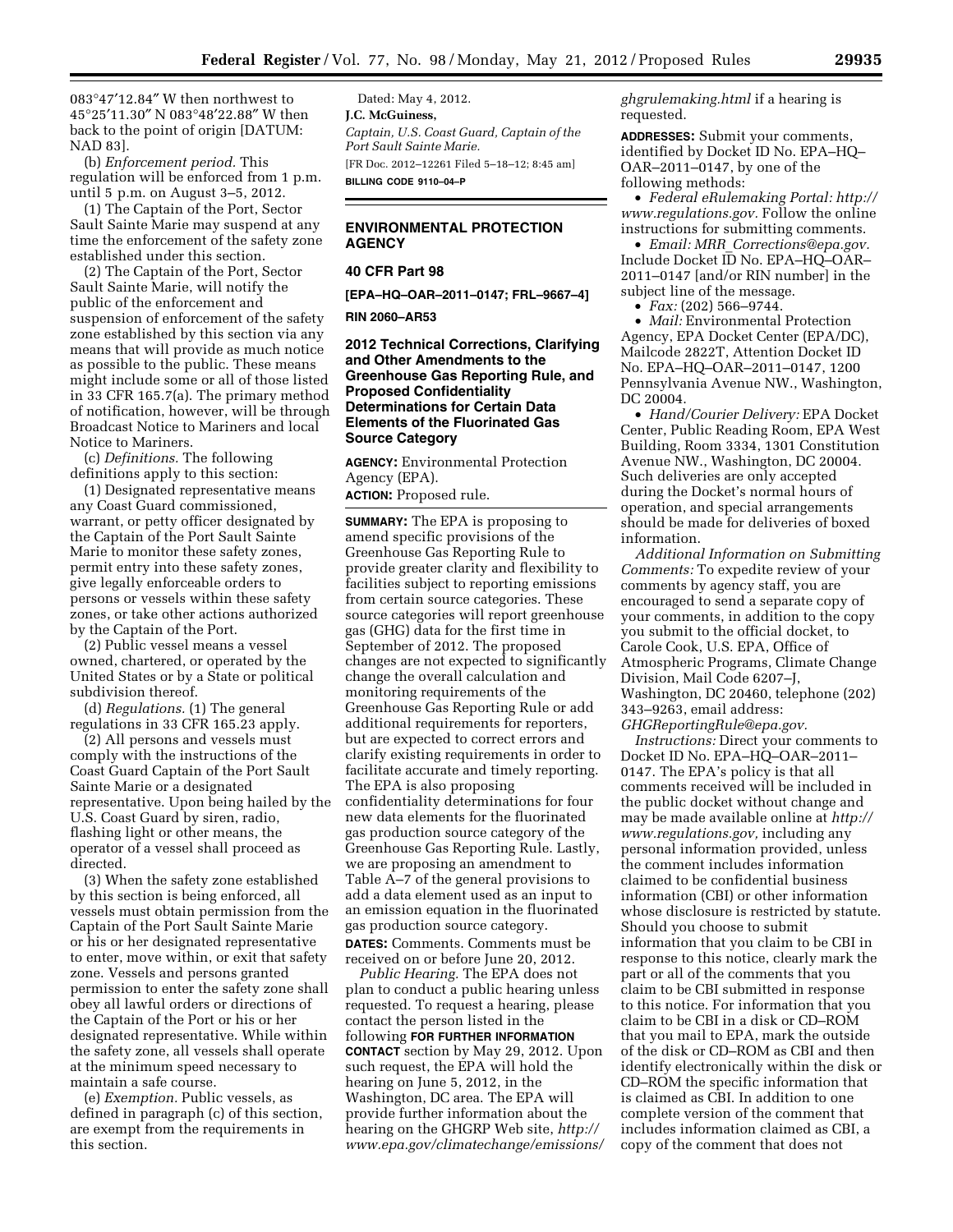083°47′12.84″ W then northwest to 45°25′11.30″ N 083°48′22.88″ W then back to the point of origin [DATUM: NAD 83].

(b) *Enforcement period.* This regulation will be enforced from 1 p.m. until 5 p.m. on August 3–5, 2012.

(1) The Captain of the Port, Sector Sault Sainte Marie may suspend at any time the enforcement of the safety zone established under this section.

(2) The Captain of the Port, Sector Sault Sainte Marie, will notify the public of the enforcement and suspension of enforcement of the safety zone established by this section via any means that will provide as much notice as possible to the public. These means might include some or all of those listed in 33 CFR 165.7(a). The primary method of notification, however, will be through Broadcast Notice to Mariners and local Notice to Mariners.

(c) *Definitions.* The following definitions apply to this section:

(1) Designated representative means any Coast Guard commissioned, warrant, or petty officer designated by the Captain of the Port Sault Sainte Marie to monitor these safety zones, permit entry into these safety zones, give legally enforceable orders to persons or vessels within these safety zones, or take other actions authorized by the Captain of the Port.

(2) Public vessel means a vessel owned, chartered, or operated by the United States or by a State or political subdivision thereof.

(d) *Regulations.* (1) The general regulations in 33 CFR 165.23 apply.

(2) All persons and vessels must comply with the instructions of the Coast Guard Captain of the Port Sault Sainte Marie or a designated representative. Upon being hailed by the U.S. Coast Guard by siren, radio, flashing light or other means, the operator of a vessel shall proceed as directed.

(3) When the safety zone established by this section is being enforced, all vessels must obtain permission from the Captain of the Port Sault Sainte Marie or his or her designated representative to enter, move within, or exit that safety zone. Vessels and persons granted permission to enter the safety zone shall obey all lawful orders or directions of the Captain of the Port or his or her designated representative. While within the safety zone, all vessels shall operate at the minimum speed necessary to maintain a safe course.

(e) *Exemption.* Public vessels, as defined in paragraph (c) of this section, are exempt from the requirements in this section.

Dated: May 4, 2012.

**J.C. McGuiness,**

*Captain, U.S. Coast Guard, Captain of the Port Sault Sainte Marie.*

[FR Doc. 2012–12261 Filed 5–18–12; 8:45 am]

**BILLING CODE 9110–04–P**

## ENVIRONMENTAL PROTECTION AGENCY

### 40 CFR Part 98

**[EPA–HQ–OAR–2011–0147; FRL–9667–4]**

**RIN 2060–AR53**

### 2012 Technical Corrections, Clarifying and Other Amendments to the Greenhouse Gas Reporting Rule, and Proposed Confidentiality Determinations for Certain Data Elements of the Fluorinated Gas Source Category

**AGENCY:** Environmental Protection Agency (EPA).

**ACTION:** Proposed rule.

**SUMMARY:** The EPA is proposing to amend specific provisions of the Greenhouse Gas Reporting Rule to provide greater clarity and flexibility to facilities subject to reporting emissions from certain source categories. These source categories will report greenhouse gas (GHG) data for the first time in September of 2012. The proposed changes are not expected to significantly change the overall calculation and monitoring requirements of the Greenhouse Gas Reporting Rule or add additional requirements for reporters, but are expected to correct errors and clarify existing requirements in order to facilitate accurate and timely reporting. The EPA is also proposing confidentiality determinations for four new data elements for the fluorinated gas production source category of the Greenhouse Gas Reporting Rule. Lastly, we are proposing an amendment to Table A–7 of the general provisions to add a data element used as an input to an emission equation in the fluorinated gas production source category.

**DATES:** Comments. Comments must be received on or before June 20, 2012.

*Public Hearing.* The EPA does not plan to conduct a public hearing unless requested. To request a hearing, please contact the person listed in the following **FOR FURTHER INFORMATION CONTACT** section by May 29, 2012. Upon such request, the EPA will hold the hearing on June 5, 2012, in the Washington, DC area. The EPA will provide further information about the hearing on the GHGRP Web site, *http://www.epa.gov/climatechange/emissions/ghgrulemaking.html* if a hearing is requested.

**ADDRESSES:** Submit your comments, identified by Docket ID No. EPA–HQ–OAR–2011–0147, by one of the following methods:

- *Federal eRulemaking Portal: http://www.regulations.gov.* Follow the online instructions for submitting comments.
- *Email: MRR_Corrections@epa.gov.* Include Docket ID No. EPA–HQ–OAR–2011–0147 [and/or RIN number] in the subject line of the message.
- *Fax:* (202) 566–9744.
- *Mail:* Environmental Protection Agency, EPA Docket Center (EPA/DC), Mailcode 2822T, Attention Docket ID No. EPA–HQ–OAR–2011–0147, 1200 Pennsylvania Avenue NW., Washington, DC 20004.
- *Hand/Courier Delivery:* EPA Docket Center, Public Reading Room, EPA West Building, Room 3334, 1301 Constitution Avenue NW., Washington, DC 20004. Such deliveries are only accepted during the Docket's normal hours of operation, and special arrangements should be made for deliveries of boxed information.

*Additional Information on Submitting Comments:* To expedite review of your comments by agency staff, you are encouraged to send a separate copy of your comments, in addition to the copy you submit to the official docket, to Carole Cook, U.S. EPA, Office of Atmospheric Programs, Climate Change Division, Mail Code 6207–J, Washington, DC 20460, telephone (202) 343–9263, email address: *GHGReportingRule@epa.gov.*

*Instructions:* Direct your comments to Docket ID No. EPA–HQ–OAR–2011–0147. The EPA's policy is that all comments received will be included in the public docket without change and may be made available online at *http://www.regulations.gov,* including any personal information provided, unless the comment includes information claimed to be confidential business information (CBI) or other information whose disclosure is restricted by statute. Should you choose to submit information that you claim to be CBI in response to this notice, clearly mark the part or all of the comments that you claim to be CBI submitted in response to this notice. For information that you claim to be CBI in a disk or CD–ROM that you mail to EPA, mark the outside of the disk or CD–ROM as CBI and then identify electronically within the disk or CD–ROM the specific information that is claimed as CBI. In addition to one complete version of the comment that includes information claimed as CBI, a copy of the comment that does not